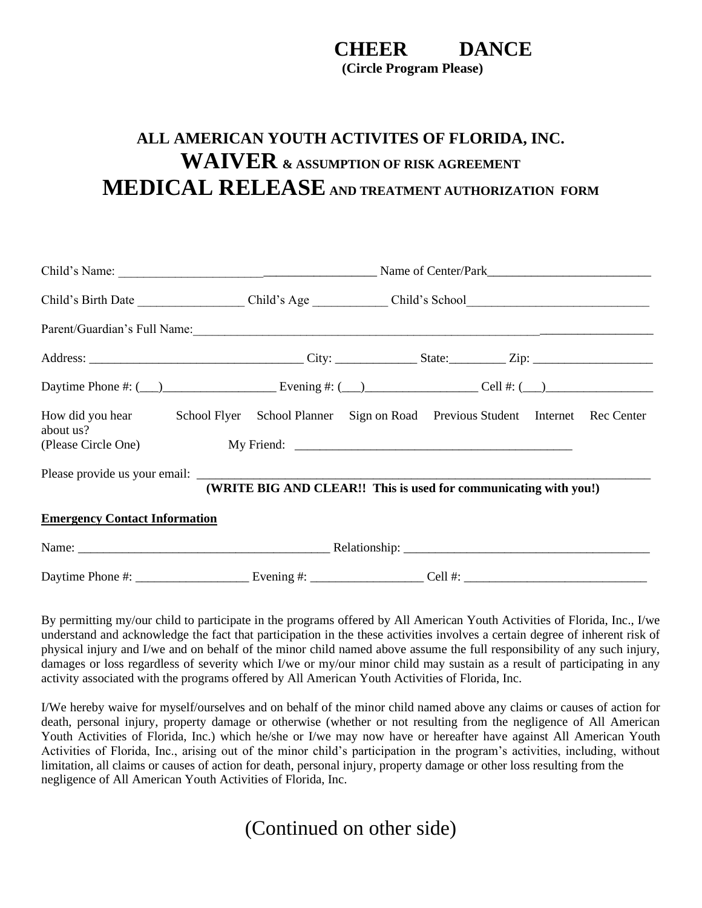**CHEER DANCE**
**(Circle Program Please)**

# ALL AMERICAN YOUTH ACTIVITES OF FLORIDA, INC.
## WAIVER & ASSUMPTION OF RISK AGREEMENT
## MEDICAL RELEASE AND TREATMENT AUTHORIZATION FORM

Child's Name: _______________________________________ Name of Center/Park_________________________

Child's Birth Date _________________ Child's Age ___________ Child's School_____________________________

Parent/Guardian's Full Name:____________________________________________________________________

Address: _________________________________ City: _____________ State:_________ Zip: ___________________

Daytime Phone #: (___)__________________ Evening #: (___)_________________ Cell #: (___)_________________

How did you hear about us? (Please Circle One) School Flyer School Planner Sign on Road Previous Student Internet Rec Center

My Friend: ____________________________________________

Please provide us your email: ___________________________________________________________________________
**(WRITE BIG AND CLEAR!! This is used for communicating with you!)**

**Emergency Contact Information**

Name: ________________________________________ Relationship: ________________________________________

Daytime Phone #: __________________ Evening #: __________________ Cell #: _____________________________

By permitting my/our child to participate in the programs offered by All American Youth Activities of Florida, Inc., I/we understand and acknowledge the fact that participation in the these activities involves a certain degree of inherent risk of physical injury and I/we and on behalf of the minor child named above assume the full responsibility of any such injury, damages or loss regardless of severity which I/we or my/our minor child may sustain as a result of participating in any activity associated with the programs offered by All American Youth Activities of Florida, Inc.

I/We hereby waive for myself/ourselves and on behalf of the minor child named above any claims or causes of action for death, personal injury, property damage or otherwise (whether or not resulting from the negligence of All American Youth Activities of Florida, Inc.) which he/she or I/we may now have or hereafter have against All American Youth Activities of Florida, Inc., arising out of the minor child's participation in the program's activities, including, without limitation, all claims or causes of action for death, personal injury, property damage or other loss resulting from the negligence of All American Youth Activities of Florida, Inc.

(Continued on other side)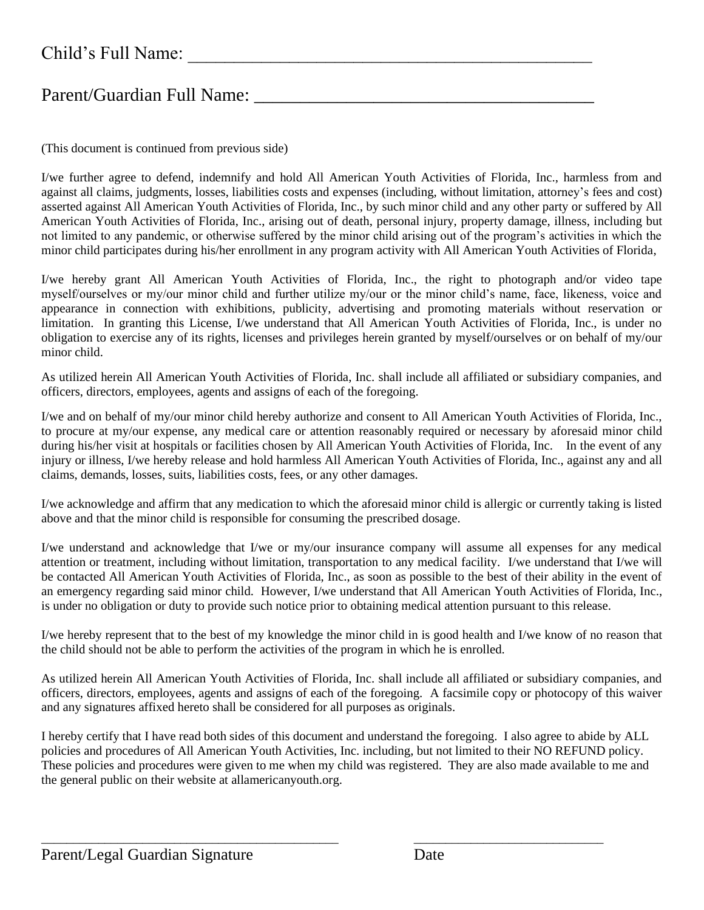Child's Full Name: _______________________________________________

Parent/Guardian Full Name: _______________________________________

(This document is continued from previous side)

I/we further agree to defend, indemnify and hold All American Youth Activities of Florida, Inc., harmless from and against all claims, judgments, losses, liabilities costs and expenses (including, without limitation, attorney's fees and cost) asserted against All American Youth Activities of Florida, Inc., by such minor child and any other party or suffered by All American Youth Activities of Florida, Inc., arising out of death, personal injury, property damage, illness, including but not limited to any pandemic, or otherwise suffered by the minor child arising out of the program's activities in which the minor child participates during his/her enrollment in any program activity with All American Youth Activities of Florida,

I/we hereby grant All American Youth Activities of Florida, Inc., the right to photograph and/or video tape myself/ourselves or my/our minor child and further utilize my/our or the minor child's name, face, likeness, voice and appearance in connection with exhibitions, publicity, advertising and promoting materials without reservation or limitation. In granting this License, I/we understand that All American Youth Activities of Florida, Inc., is under no obligation to exercise any of its rights, licenses and privileges herein granted by myself/ourselves or on behalf of my/our minor child.

As utilized herein All American Youth Activities of Florida, Inc. shall include all affiliated or subsidiary companies, and officers, directors, employees, agents and assigns of each of the foregoing.

I/we and on behalf of my/our minor child hereby authorize and consent to All American Youth Activities of Florida, Inc., to procure at my/our expense, any medical care or attention reasonably required or necessary by aforesaid minor child during his/her visit at hospitals or facilities chosen by All American Youth Activities of Florida, Inc. In the event of any injury or illness, I/we hereby release and hold harmless All American Youth Activities of Florida, Inc., against any and all claims, demands, losses, suits, liabilities costs, fees, or any other damages.

I/we acknowledge and affirm that any medication to which the aforesaid minor child is allergic or currently taking is listed above and that the minor child is responsible for consuming the prescribed dosage.

I/we understand and acknowledge that I/we or my/our insurance company will assume all expenses for any medical attention or treatment, including without limitation, transportation to any medical facility. I/we understand that I/we will be contacted All American Youth Activities of Florida, Inc., as soon as possible to the best of their ability in the event of an emergency regarding said minor child. However, I/we understand that All American Youth Activities of Florida, Inc., is under no obligation or duty to provide such notice prior to obtaining medical attention pursuant to this release.

I/we hereby represent that to the best of my knowledge the minor child in is good health and I/we know of no reason that the child should not be able to perform the activities of the program in which he is enrolled.

As utilized herein All American Youth Activities of Florida, Inc. shall include all affiliated or subsidiary companies, and officers, directors, employees, agents and assigns of each of the foregoing. A facsimile copy or photocopy of this waiver and any signatures affixed hereto shall be considered for all purposes as originals.

I hereby certify that I have read both sides of this document and understand the foregoing. I also agree to abide by ALL policies and procedures of All American Youth Activities, Inc. including, but not limited to their NO REFUND policy. These policies and procedures were given to me when my child was registered. They are also made available to me and the general public on their website at allamericanyouth.org.

_________________________________________ ___________________________

Parent/Legal Guardian Signature Date